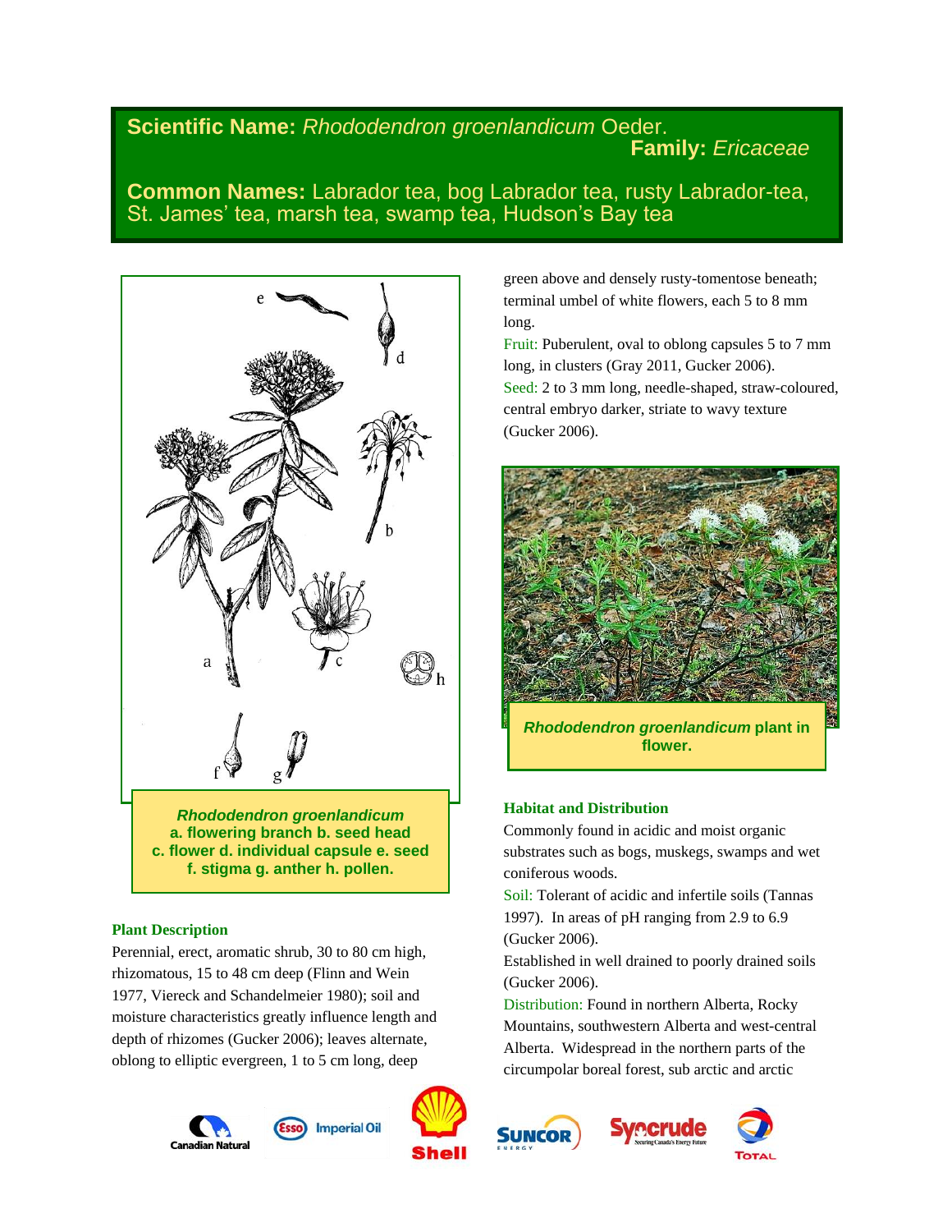**Scientific Name:** *Rhododendron groenlandicum* Oeder.

**Family:** *Ericaceae*

**Common Names:** Labrador tea, bog Labrador tea, rusty Labrador-tea, St. James' tea, marsh tea, swamp tea, Hudson's Bay tea

***Rhododendron groenlandicum***
**a. flowering branch b. seed head c. flower d. individual capsule e. seed f. stigma g. anther h. pollen.**

## Plant Description

Perennial, erect, aromatic shrub, 30 to 80 cm high, rhizomatous, 15 to 48 cm deep (Flinn and Wein 1977, Viereck and Schandelmeier 1980); soil and moisture characteristics greatly influence length and depth of rhizomes (Gucker 2006); leaves alternate, oblong to elliptic evergreen, 1 to 5 cm long, deep green above and densely rusty-tomentose beneath; terminal umbel of white flowers, each 5 to 8 mm long.

Fruit: Puberulent, oval to oblong capsules 5 to 7 mm long, in clusters (Gray 2011, Gucker 2006).

Seed: 2 to 3 mm long, needle-shaped, straw-coloured, central embryo darker, striate to wavy texture (Gucker 2006).

***Rhododendron groenlandicum* plant in flower.**

## Habitat and Distribution

Commonly found in acidic and moist organic substrates such as bogs, muskegs, swamps and wet coniferous woods.

Soil: Tolerant of acidic and infertile soils (Tannas 1997). In areas of pH ranging from 2.9 to 6.9 (Gucker 2006).

Established in well drained to poorly drained soils (Gucker 2006).

Distribution: Found in northern Alberta, Rocky Mountains, southwestern Alberta and west-central Alberta. Widespread in the northern parts of the circumpolar boreal forest, sub arctic and arctic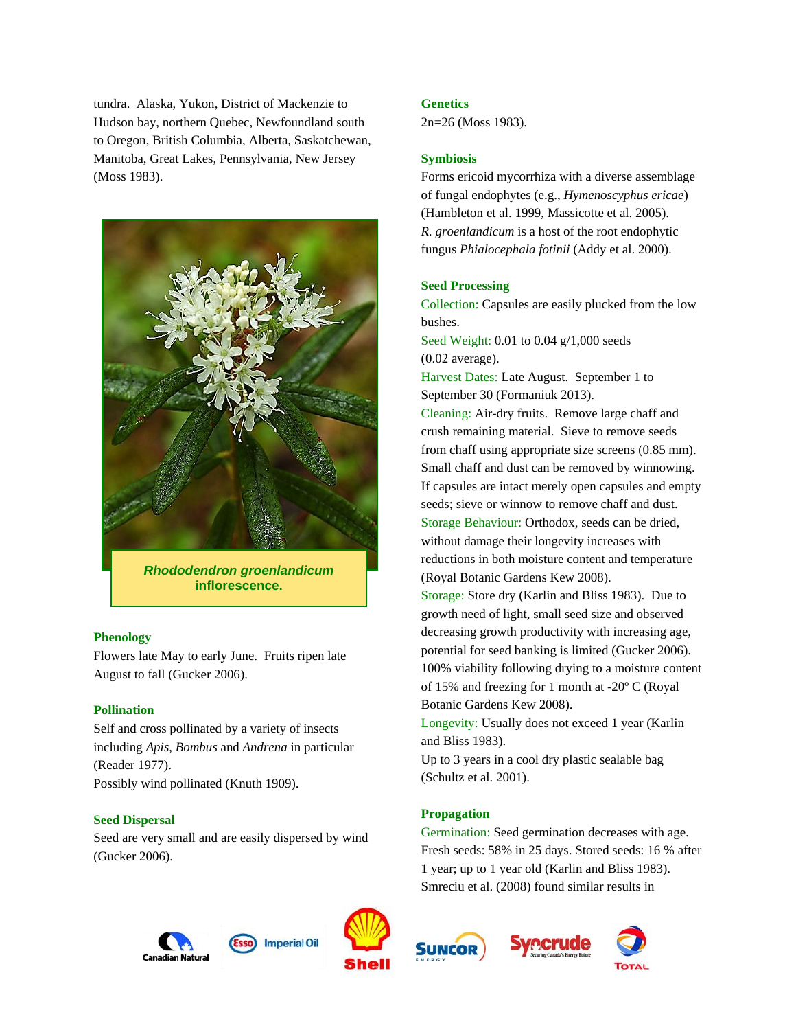tundra. Alaska, Yukon, District of Mackenzie to Hudson bay, northern Quebec, Newfoundland south to Oregon, British Columbia, Alberta, Saskatchewan, Manitoba, Great Lakes, Pennsylvania, New Jersey (Moss 1983).

***Rhododendron groenlandicum* inflorescence.**

### Phenology

Flowers late May to early June. Fruits ripen late August to fall (Gucker 2006).

### Pollination

Self and cross pollinated by a variety of insects including *Apis*, *Bombus* and *Andrena* in particular (Reader 1977).

Possibly wind pollinated (Knuth 1909).

### Seed Dispersal

Seed are very small and are easily dispersed by wind (Gucker 2006).

### Genetics

2n=26 (Moss 1983).

### Symbiosis

Forms ericoid mycorrhiza with a diverse assemblage of fungal endophytes (e.g., *Hymenoscyphus ericae*) (Hambleton et al. 1999, Massicotte et al. 2005). *R. groenlandicum* is a host of the root endophytic fungus *Phialocephala fotinii* (Addy et al. 2000).

### Seed Processing

Collection: Capsules are easily plucked from the low bushes.

Seed Weight: 0.01 to 0.04 g/1,000 seeds (0.02 average).

Harvest Dates: Late August. September 1 to September 30 (Formaniuk 2013).

Cleaning: Air-dry fruits. Remove large chaff and crush remaining material. Sieve to remove seeds from chaff using appropriate size screens (0.85 mm). Small chaff and dust can be removed by winnowing. If capsules are intact merely open capsules and empty seeds; sieve or winnow to remove chaff and dust.

Storage Behaviour: Orthodox, seeds can be dried, without damage their longevity increases with reductions in both moisture content and temperature (Royal Botanic Gardens Kew 2008).

Storage: Store dry (Karlin and Bliss 1983). Due to growth need of light, small seed size and observed decreasing growth productivity with increasing age, potential for seed banking is limited (Gucker 2006). 100% viability following drying to a moisture content of 15% and freezing for 1 month at -20º C (Royal Botanic Gardens Kew 2008).

Longevity: Usually does not exceed 1 year (Karlin and Bliss 1983).

Up to 3 years in a cool dry plastic sealable bag (Schultz et al. 2001).

### Propagation

Germination: Seed germination decreases with age. Fresh seeds: 58% in 25 days. Stored seeds: 16 % after 1 year; up to 1 year old (Karlin and Bliss 1983). Smreciu et al. (2008) found similar results in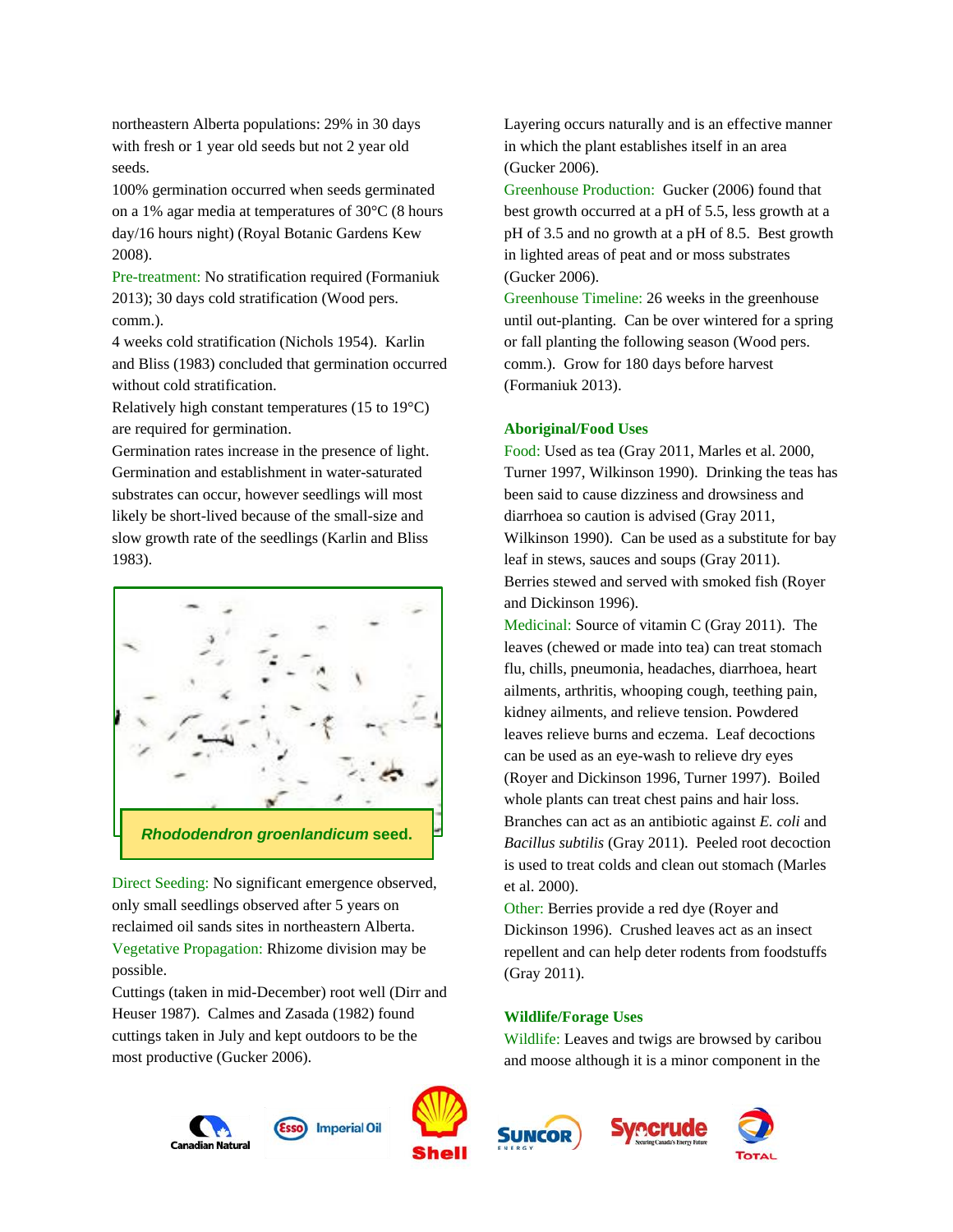northeastern Alberta populations: 29% in 30 days with fresh or 1 year old seeds but not 2 year old seeds.

100% germination occurred when seeds germinated on a 1% agar media at temperatures of 30°C (8 hours day/16 hours night) (Royal Botanic Gardens Kew 2008).

Pre-treatment: No stratification required (Formaniuk 2013); 30 days cold stratification (Wood pers. comm.).

4 weeks cold stratification (Nichols 1954). Karlin and Bliss (1983) concluded that germination occurred without cold stratification.

Relatively high constant temperatures (15 to 19°C) are required for germination.

Germination rates increase in the presence of light. Germination and establishment in water-saturated substrates can occur, however seedlings will most likely be short-lived because of the small-size and slow growth rate of the seedlings (Karlin and Bliss 1983).

***Rhododendron groenlandicum* seed.**

Direct Seeding: No significant emergence observed, only small seedlings observed after 5 years on reclaimed oil sands sites in northeastern Alberta.

Vegetative Propagation: Rhizome division may be possible.

Cuttings (taken in mid-December) root well (Dirr and Heuser 1987). Calmes and Zasada (1982) found cuttings taken in July and kept outdoors to be the most productive (Gucker 2006).

Layering occurs naturally and is an effective manner in which the plant establishes itself in an area (Gucker 2006).

Greenhouse Production: Gucker (2006) found that best growth occurred at a pH of 5.5, less growth at a pH of 3.5 and no growth at a pH of 8.5. Best growth in lighted areas of peat and or moss substrates (Gucker 2006).

Greenhouse Timeline: 26 weeks in the greenhouse until out-planting. Can be over wintered for a spring or fall planting the following season (Wood pers. comm.). Grow for 180 days before harvest (Formaniuk 2013).

## Aboriginal/Food Uses

Food: Used as tea (Gray 2011, Marles et al. 2000, Turner 1997, Wilkinson 1990). Drinking the teas has been said to cause dizziness and drowsiness and diarrhoea so caution is advised (Gray 2011, Wilkinson 1990). Can be used as a substitute for bay leaf in stews, sauces and soups (Gray 2011). Berries stewed and served with smoked fish (Royer and Dickinson 1996).

Medicinal: Source of vitamin C (Gray 2011). The leaves (chewed or made into tea) can treat stomach flu, chills, pneumonia, headaches, diarrhoea, heart ailments, arthritis, whooping cough, teething pain, kidney ailments, and relieve tension. Powdered leaves relieve burns and eczema. Leaf decoctions can be used as an eye-wash to relieve dry eyes (Royer and Dickinson 1996, Turner 1997). Boiled whole plants can treat chest pains and hair loss. Branches can act as an antibiotic against *E. coli* and *Bacillus subtilis* (Gray 2011). Peeled root decoction is used to treat colds and clean out stomach (Marles et al. 2000).

Other: Berries provide a red dye (Royer and Dickinson 1996). Crushed leaves act as an insect repellent and can help deter rodents from foodstuffs (Gray 2011).

## Wildlife/Forage Uses

Wildlife: Leaves and twigs are browsed by caribou and moose although it is a minor component in the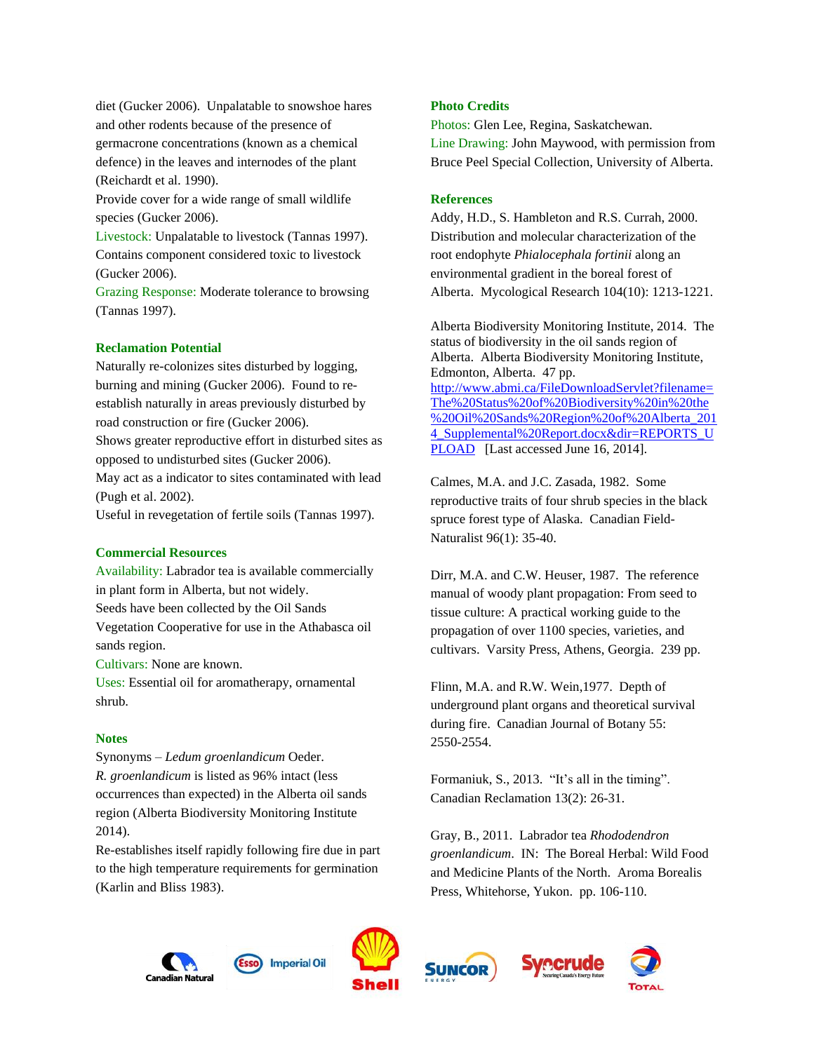diet (Gucker 2006). Unpalatable to snowshoe hares and other rodents because of the presence of germacrone concentrations (known as a chemical defence) in the leaves and internodes of the plant (Reichardt et al. 1990).
Provide cover for a wide range of small wildlife species (Gucker 2006).
Livestock: Unpalatable to livestock (Tannas 1997). Contains component considered toxic to livestock (Gucker 2006).
Grazing Response: Moderate tolerance to browsing (Tannas 1997).

### Reclamation Potential

Naturally re-colonizes sites disturbed by logging, burning and mining (Gucker 2006). Found to re-establish naturally in areas previously disturbed by road construction or fire (Gucker 2006).
Shows greater reproductive effort in disturbed sites as opposed to undisturbed sites (Gucker 2006).
May act as a indicator to sites contaminated with lead (Pugh et al. 2002).
Useful in revegetation of fertile soils (Tannas 1997).

### Commercial Resources

Availability: Labrador tea is available commercially in plant form in Alberta, but not widely.
Seeds have been collected by the Oil Sands Vegetation Cooperative for use in the Athabasca oil sands region.
Cultivars: None are known.
Uses: Essential oil for aromatherapy, ornamental shrub.

### Notes

Synonyms – *Ledum groenlandicum* Oeder.
*R. groenlandicum* is listed as 96% intact (less occurrences than expected) in the Alberta oil sands region (Alberta Biodiversity Monitoring Institute 2014).
Re-establishes itself rapidly following fire due in part to the high temperature requirements for germination (Karlin and Bliss 1983).

### Photo Credits

Photos: Glen Lee, Regina, Saskatchewan.
Line Drawing: John Maywood, with permission from Bruce Peel Special Collection, University of Alberta.

### References

Addy, H.D., S. Hambleton and R.S. Currah, 2000. Distribution and molecular characterization of the root endophyte *Phialocephala fortinii* along an environmental gradient in the boreal forest of Alberta. Mycological Research 104(10): 1213-1221.

Alberta Biodiversity Monitoring Institute, 2014. The status of biodiversity in the oil sands region of Alberta. Alberta Biodiversity Monitoring Institute, Edmonton, Alberta. 47 pp. http://www.abmi.ca/FileDownloadServlet?filename=The%20Status%20of%20Biodiversity%20in%20the%20Oil%20Sands%20Region%20of%20Alberta_2014_Supplemental%20Report.docx&dir=REPORTS_UPLOAD [Last accessed June 16, 2014].

Calmes, M.A. and J.C. Zasada, 1982. Some reproductive traits of four shrub species in the black spruce forest type of Alaska. Canadian Field-Naturalist 96(1): 35-40.

Dirr, M.A. and C.W. Heuser, 1987. The reference manual of woody plant propagation: From seed to tissue culture: A practical working guide to the propagation of over 1100 species, varieties, and cultivars. Varsity Press, Athens, Georgia. 239 pp.

Flinn, M.A. and R.W. Wein,1977. Depth of underground plant organs and theoretical survival during fire. Canadian Journal of Botany 55: 2550-2554.

Formaniuk, S., 2013. "It's all in the timing". Canadian Reclamation 13(2): 26-31.

Gray, B., 2011. Labrador tea *Rhododendron groenlandicum*. IN: The Boreal Herbal: Wild Food and Medicine Plants of the North. Aroma Borealis Press, Whitehorse, Yukon. pp. 106-110.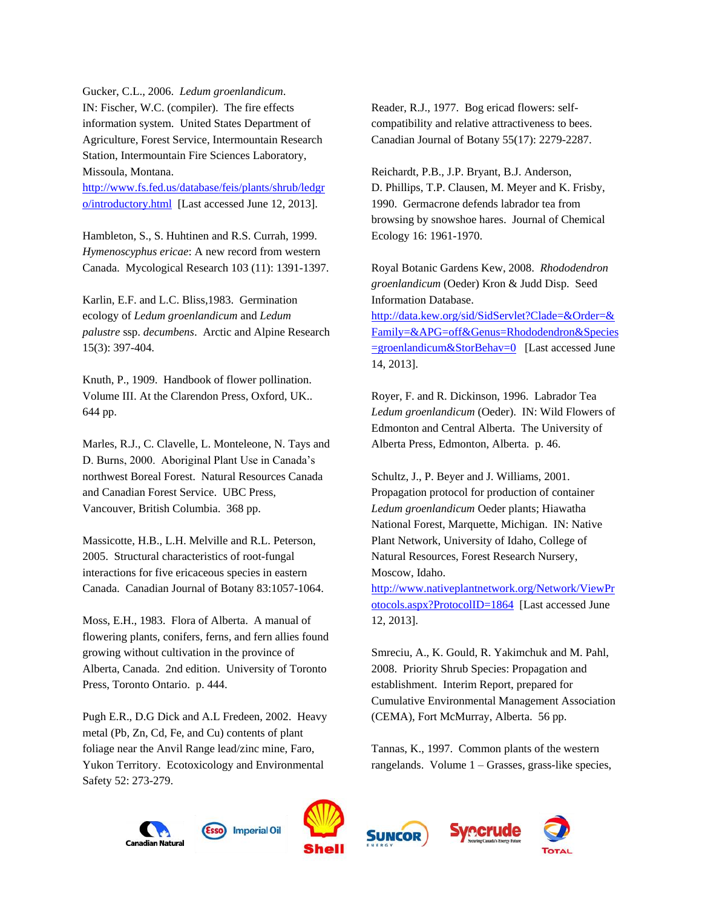Gucker, C.L., 2006. *Ledum groenlandicum*. IN: Fischer, W.C. (compiler). The fire effects information system. United States Department of Agriculture, Forest Service, Intermountain Research Station, Intermountain Fire Sciences Laboratory, Missoula, Montana. http://www.fs.fed.us/database/feis/plants/shrub/ledgro/introductory.html [Last accessed June 12, 2013].

Hambleton, S., S. Huhtinen and R.S. Currah, 1999. *Hymenoscyphus ericae*: A new record from western Canada. Mycological Research 103 (11): 1391-1397.

Karlin, E.F. and L.C. Bliss,1983. Germination ecology of *Ledum groenlandicum* and *Ledum palustre* ssp. *decumbens*. Arctic and Alpine Research 15(3): 397-404.

Knuth, P., 1909. Handbook of flower pollination. Volume III. At the Clarendon Press, Oxford, UK.. 644 pp.

Marles, R.J., C. Clavelle, L. Monteleone, N. Tays and D. Burns, 2000. Aboriginal Plant Use in Canada's northwest Boreal Forest. Natural Resources Canada and Canadian Forest Service. UBC Press, Vancouver, British Columbia. 368 pp.

Massicotte, H.B., L.H. Melville and R.L. Peterson, 2005. Structural characteristics of root-fungal interactions for five ericaceous species in eastern Canada. Canadian Journal of Botany 83:1057-1064.

Moss, E.H., 1983. Flora of Alberta. A manual of flowering plants, conifers, ferns, and fern allies found growing without cultivation in the province of Alberta, Canada. 2nd edition. University of Toronto Press, Toronto Ontario. p. 444.

Pugh E.R., D.G Dick and A.L Fredeen, 2002. Heavy metal (Pb, Zn, Cd, Fe, and Cu) contents of plant foliage near the Anvil Range lead/zinc mine, Faro, Yukon Territory. Ecotoxicology and Environmental Safety 52: 273-279.

Reader, R.J., 1977. Bog ericad flowers: self-compatibility and relative attractiveness to bees. Canadian Journal of Botany 55(17): 2279-2287.

Reichardt, P.B., J.P. Bryant, B.J. Anderson, D. Phillips, T.P. Clausen, M. Meyer and K. Frisby, 1990. Germacrone defends labrador tea from browsing by snowshoe hares. Journal of Chemical Ecology 16: 1961-1970.

Royal Botanic Gardens Kew, 2008. *Rhododendron groenlandicum* (Oeder) Kron & Judd Disp. Seed Information Database. http://data.kew.org/sid/SidServlet?Clade=&Order=&Family=&APG=off&Genus=Rhododendron&Species=groenlandicum&StorBehav=0 [Last accessed June 14, 2013].

Royer, F. and R. Dickinson, 1996. Labrador Tea *Ledum groenlandicum* (Oeder). IN: Wild Flowers of Edmonton and Central Alberta. The University of Alberta Press, Edmonton, Alberta. p. 46.

Schultz, J., P. Beyer and J. Williams, 2001. Propagation protocol for production of container *Ledum groenlandicum* Oeder plants; Hiawatha National Forest, Marquette, Michigan. IN: Native Plant Network, University of Idaho, College of Natural Resources, Forest Research Nursery, Moscow, Idaho. http://www.nativeplantnetwork.org/Network/ViewProtocols.aspx?ProtocolID=1864 [Last accessed June 12, 2013].

Smreciu, A., K. Gould, R. Yakimchuk and M. Pahl, 2008. Priority Shrub Species: Propagation and establishment. Interim Report, prepared for Cumulative Environmental Management Association (CEMA), Fort McMurray, Alberta. 56 pp.

Tannas, K., 1997. Common plants of the western rangelands. Volume 1 – Grasses, grass-like species,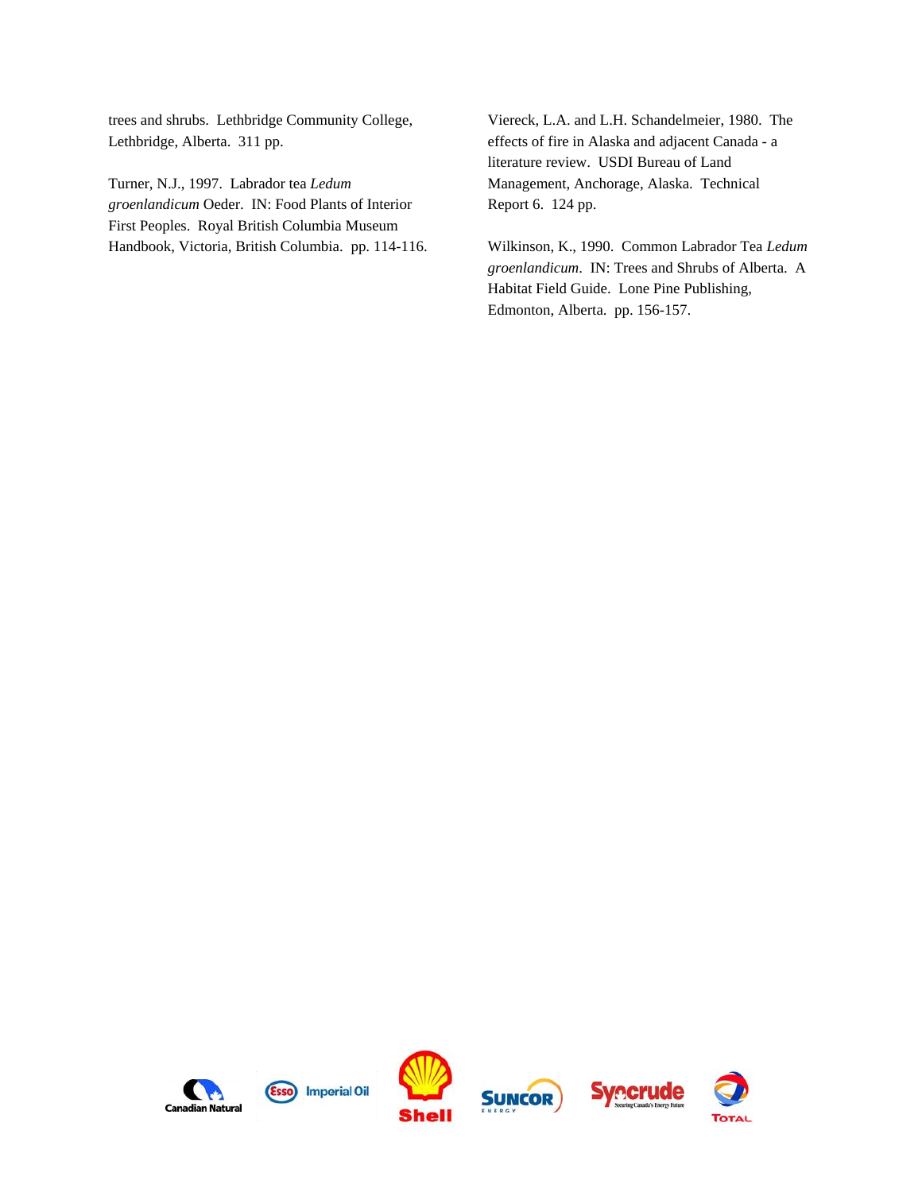trees and shrubs. Lethbridge Community College, Lethbridge, Alberta. 311 pp.

Turner, N.J., 1997. Labrador tea *Ledum groenlandicum* Oeder. IN: Food Plants of Interior First Peoples. Royal British Columbia Museum Handbook, Victoria, British Columbia. pp. 114-116.

Viereck, L.A. and L.H. Schandelmeier, 1980. The effects of fire in Alaska and adjacent Canada - a literature review. USDI Bureau of Land Management, Anchorage, Alaska. Technical Report 6. 124 pp.

Wilkinson, K., 1990. Common Labrador Tea *Ledum groenlandicum*. IN: Trees and Shrubs of Alberta. A Habitat Field Guide. Lone Pine Publishing, Edmonton, Alberta. pp. 156-157.